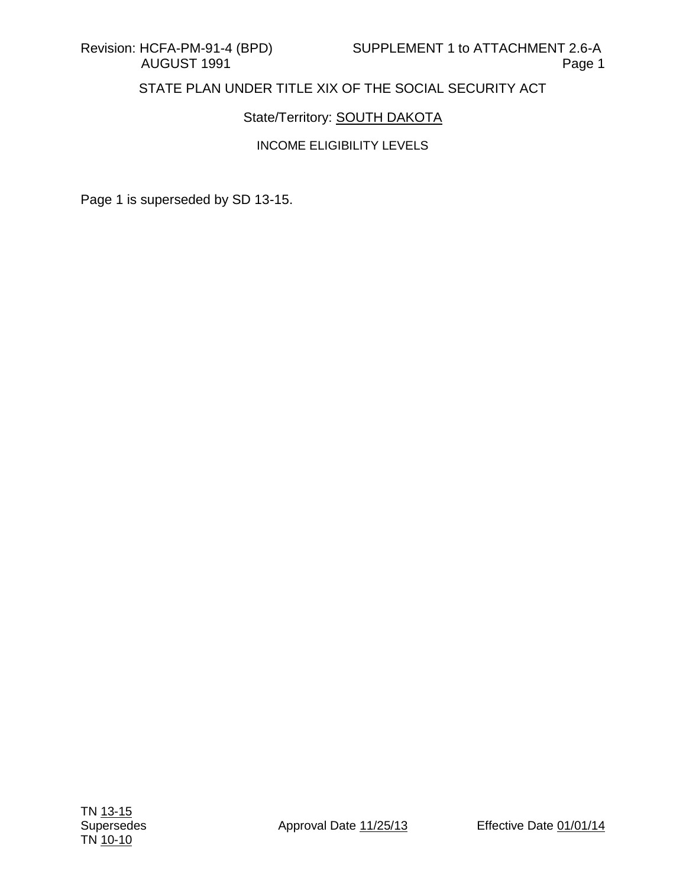Revision: HCFA-PM-91-4 (BPD) AUGUST 1991

SUPPLEMENT 1 to ATTACHMENT 2.6-A

STATE PLAN UNDER TITLE XIX OF THE SOCIAL SECURITY ACT

State/Territory: SOUTH DAKOTA

INCOME ELIGIBILITY LEVELS

Page 1 is superseded by SD 13-15.

TN 13-15
Supersedes
TN 10-10

Approval Date 11/25/13

Effective Date 01/01/14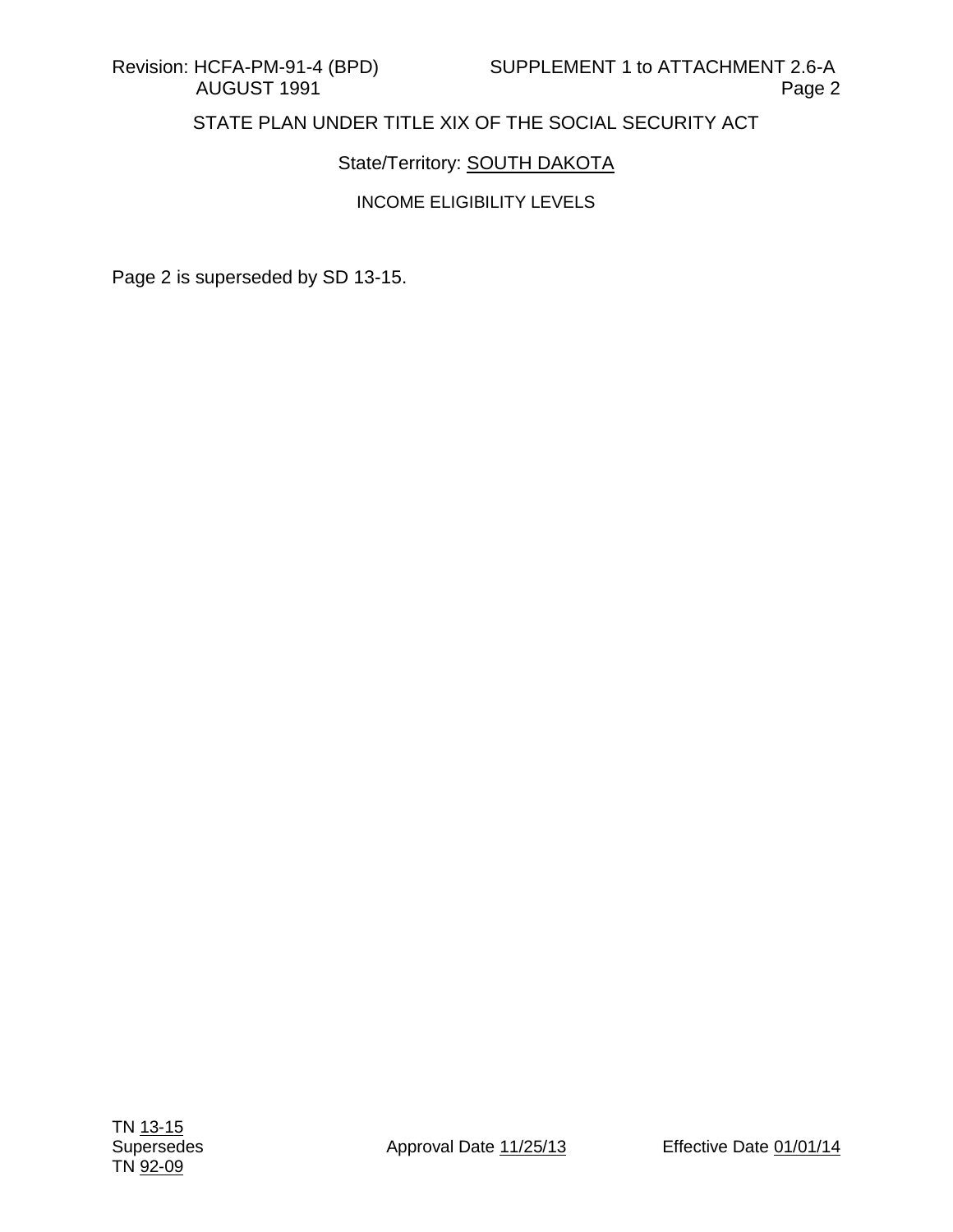Revision: HCFA-PM-91-4 (BPD) AUGUST 1991

SUPPLEMENT 1 to ATTACHMENT 2.6-A
Page 2

STATE PLAN UNDER TITLE XIX OF THE SOCIAL SECURITY ACT

State/Territory: SOUTH DAKOTA

INCOME ELIGIBILITY LEVELS

Page 2 is superseded by SD 13-15.

TN 13-15
Supersedes
TN 92-09

Approval Date 11/25/13

Effective Date 01/01/14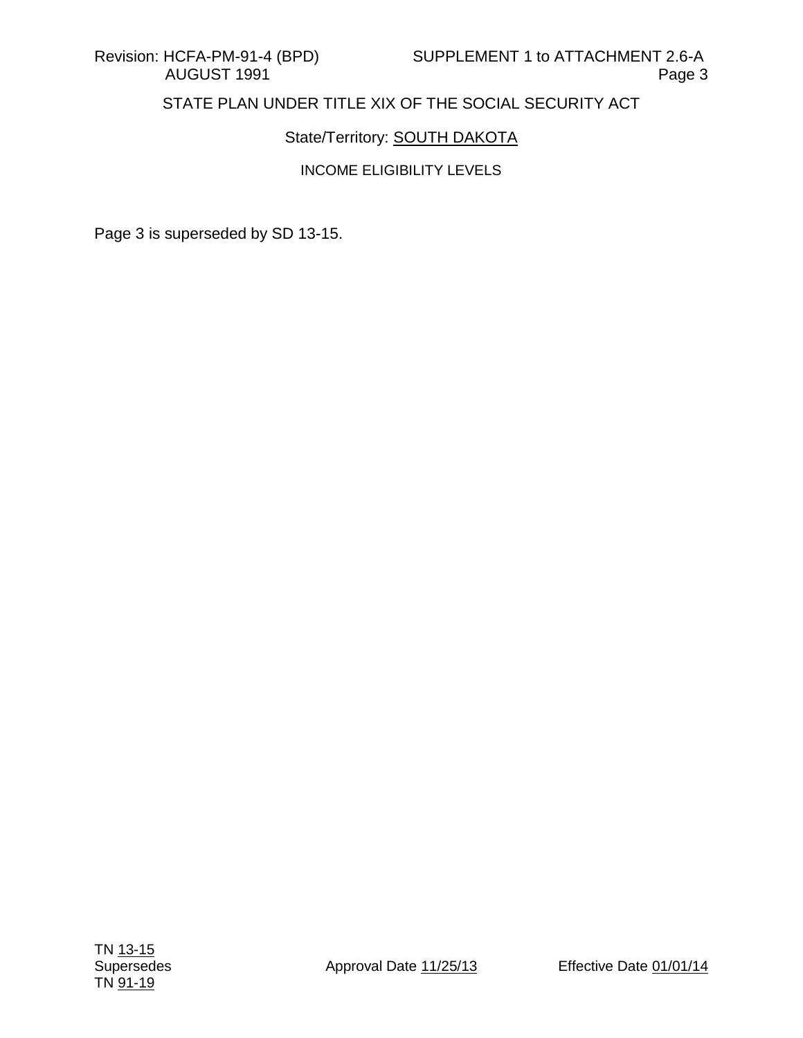STATE PLAN UNDER TITLE XIX OF THE SOCIAL SECURITY ACT

State/Territory: SOUTH DAKOTA

INCOME ELIGIBILITY LEVELS

Page 3 is superseded by SD 13-15.

TN 13-15
Supersedes
TN 91-19

Approval Date 11/25/13

Effective Date 01/01/14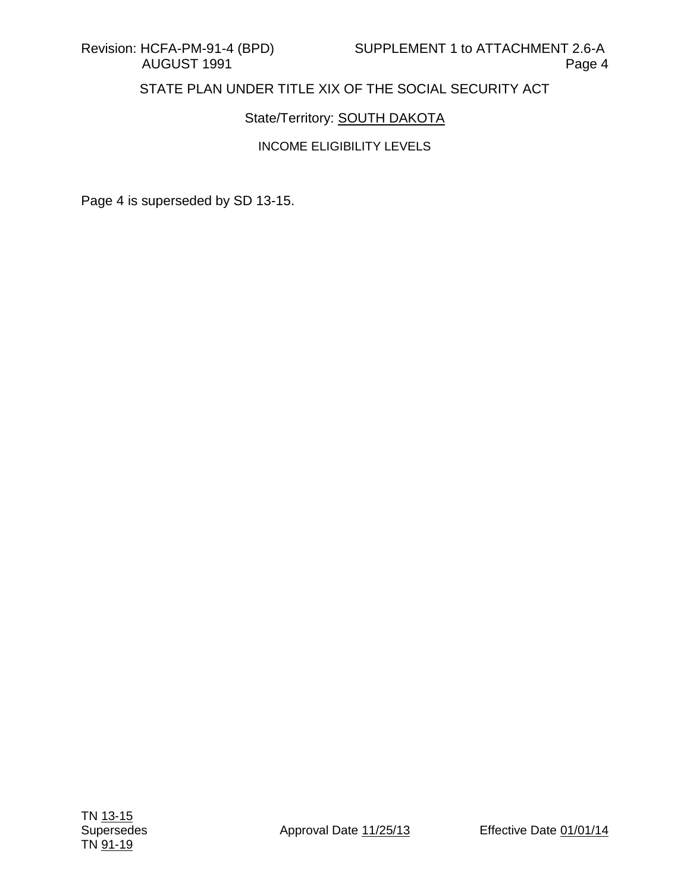Revision: HCFA-PM-91-4 (BPD) SUPPLEMENT 1 to ATTACHMENT 2.6-A
AUGUST 1991 Page 4

STATE PLAN UNDER TITLE XIX OF THE SOCIAL SECURITY ACT

State/Territory: SOUTH DAKOTA

INCOME ELIGIBILITY LEVELS

Page 4 is superseded by SD 13-15.

TN 13-15
Supersedes Approval Date 11/25/13 Effective Date 01/01/14
TN 91-19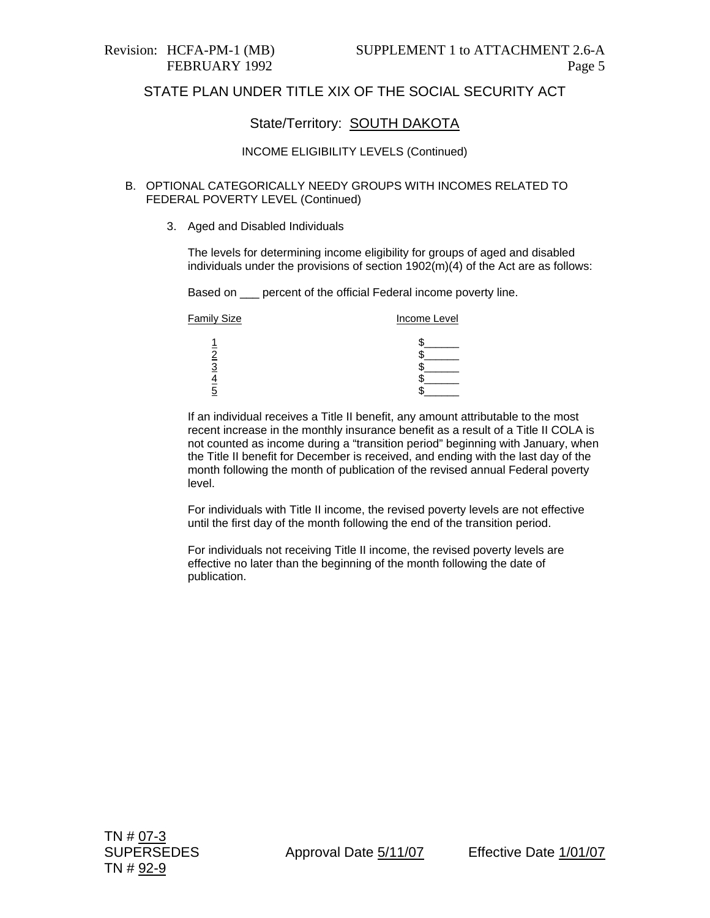Revision: HCFA-PM-1 (MB) FEBRUARY 1992

SUPPLEMENT 1 to ATTACHMENT 2.6-A

## STATE PLAN UNDER TITLE XIX OF THE SOCIAL SECURITY ACT

### State/Territory: SOUTH DAKOTA

INCOME ELIGIBILITY LEVELS (Continued)

B. OPTIONAL CATEGORICALLY NEEDY GROUPS WITH INCOMES RELATED TO FEDERAL POVERTY LEVEL (Continued)

3. Aged and Disabled Individuals

   The levels for determining income eligibility for groups of aged and disabled individuals under the provisions of section 1902(m)(4) of the Act are as follows:

   Based on ___ percent of the official Federal income poverty line.

   | Family Size | Income Level |
   |---|---|
   | 1 | $______ |
   | 2 | $______ |
   | 3 | $______ |
   | 4 | $______ |
   | 5 | $______ |

   If an individual receives a Title II benefit, any amount attributable to the most recent increase in the monthly insurance benefit as a result of a Title II COLA is not counted as income during a "transition period" beginning with January, when the Title II benefit for December is received, and ending with the last day of the month following the month of publication of the revised annual Federal poverty level.

   For individuals with Title II income, the revised poverty levels are not effective until the first day of the month following the end of the transition period.

   For individuals not receiving Title II income, the revised poverty levels are effective no later than the beginning of the month following the date of publication.

TN # 07-3
SUPERSEDES
TN # 92-9

Approval Date 5/11/07

Effective Date 1/01/07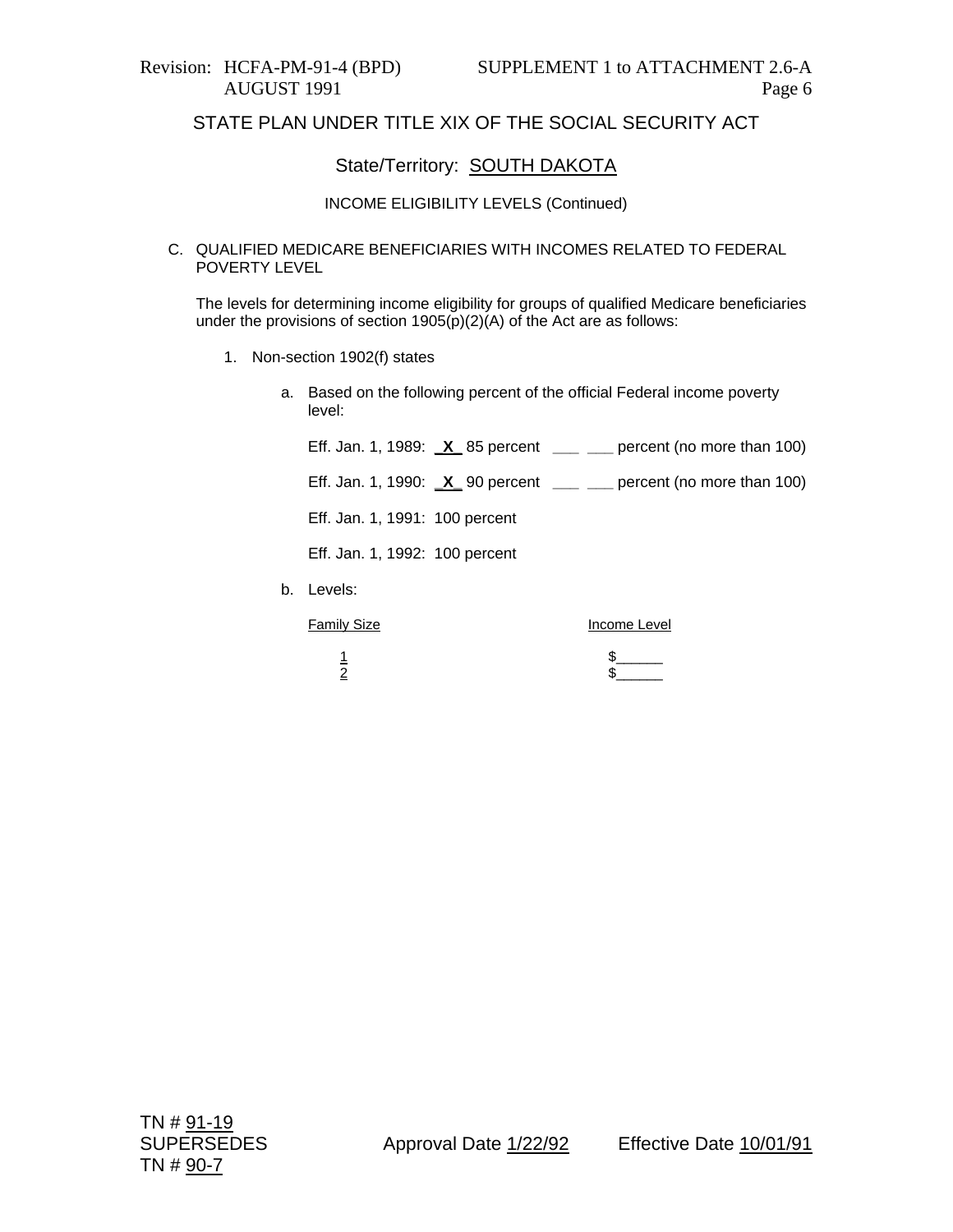Revision: HCFA-PM-91-4 (BPD)
AUGUST 1991

SUPPLEMENT 1 to ATTACHMENT 2.6-A

STATE PLAN UNDER TITLE XIX OF THE SOCIAL SECURITY ACT

State/Territory: SOUTH DAKOTA

INCOME ELIGIBILITY LEVELS (Continued)

C. QUALIFIED MEDICARE BENEFICIARIES WITH INCOMES RELATED TO FEDERAL POVERTY LEVEL

The levels for determining income eligibility for groups of qualified Medicare beneficiaries under the provisions of section 1905(p)(2)(A) of the Act are as follows:

1. Non-section 1902(f) states

   a. Based on the following percent of the official Federal income poverty level:

      Eff. Jan. 1, 1989: **X** 85 percent ___ ___ percent (no more than 100)

      Eff. Jan. 1, 1990: **X** 90 percent ___ ___ percent (no more than 100)

      Eff. Jan. 1, 1991: 100 percent

      Eff. Jan. 1, 1992: 100 percent

   b. Levels:

| Family Size | Income Level |
|---|---|
| 1 | $______ |
| 2 | $______ |

TN # 91-19
SUPERSEDES
TN # 90-7

Approval Date 1/22/92

Effective Date 10/01/91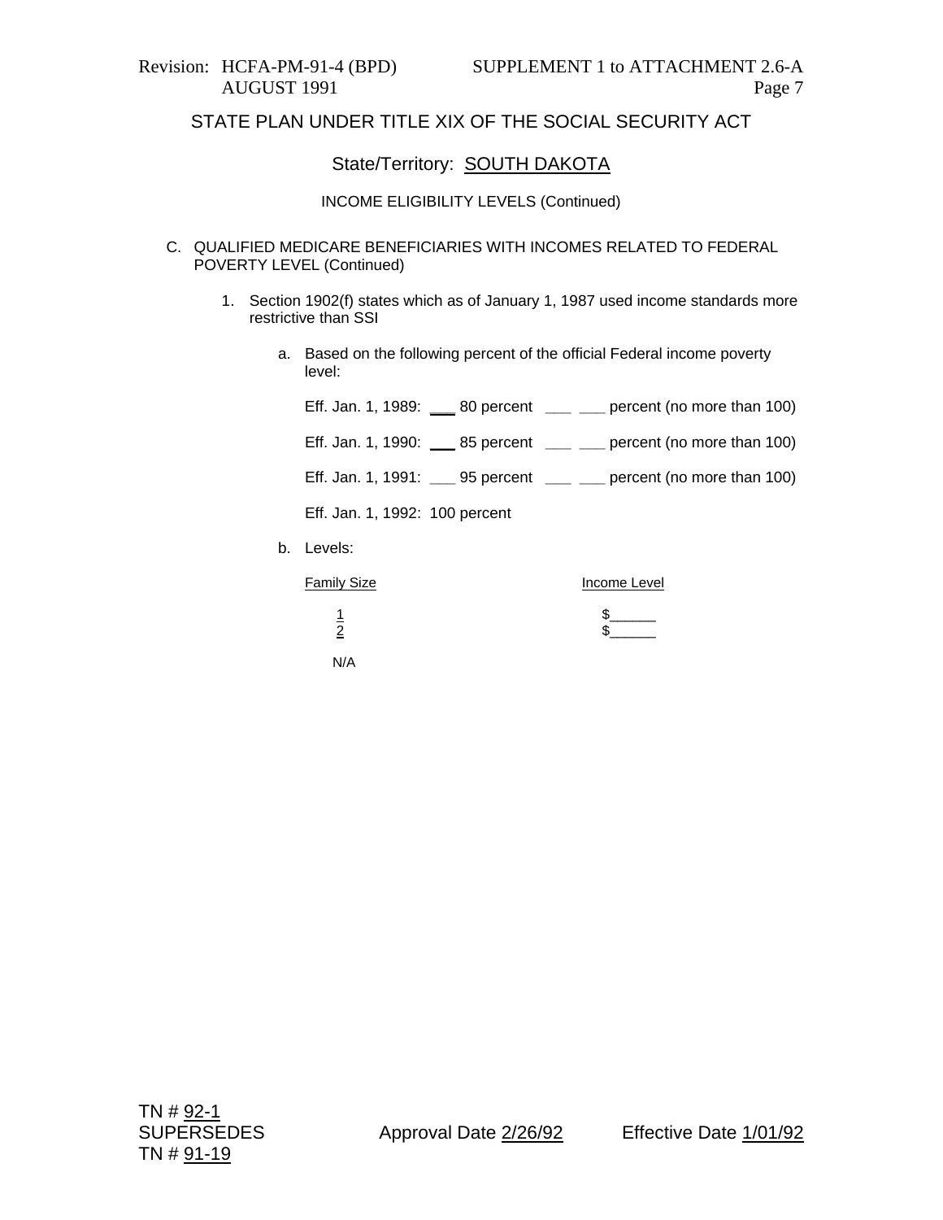Revision: HCFA-PM-91-4 (BPD) AUGUST 1991

SUPPLEMENT 1 to ATTACHMENT 2.6-A

STATE PLAN UNDER TITLE XIX OF THE SOCIAL SECURITY ACT

State/Territory: SOUTH DAKOTA

INCOME ELIGIBILITY LEVELS (Continued)

C. QUALIFIED MEDICARE BENEFICIARIES WITH INCOMES RELATED TO FEDERAL POVERTY LEVEL (Continued)

1. Section 1902(f) states which as of January 1, 1987 used income standards more restrictive than SSI

   a. Based on the following percent of the official Federal income poverty level:

      Eff. Jan. 1, 1989: ___ 80 percent ___ ___ percent (no more than 100)

      Eff. Jan. 1, 1990: ___ 85 percent ___ ___ percent (no more than 100)

      Eff. Jan. 1, 1991: ___ 95 percent ___ ___ percent (no more than 100)

      Eff. Jan. 1, 1992: 100 percent

   b. Levels:

| Family Size | Income Level |
|---|---|
| 1 | $______ |
| 2 | $______ |

      N/A

TN # 92-1
SUPERSEDES
TN # 91-19

Approval Date 2/26/92

Effective Date 1/01/92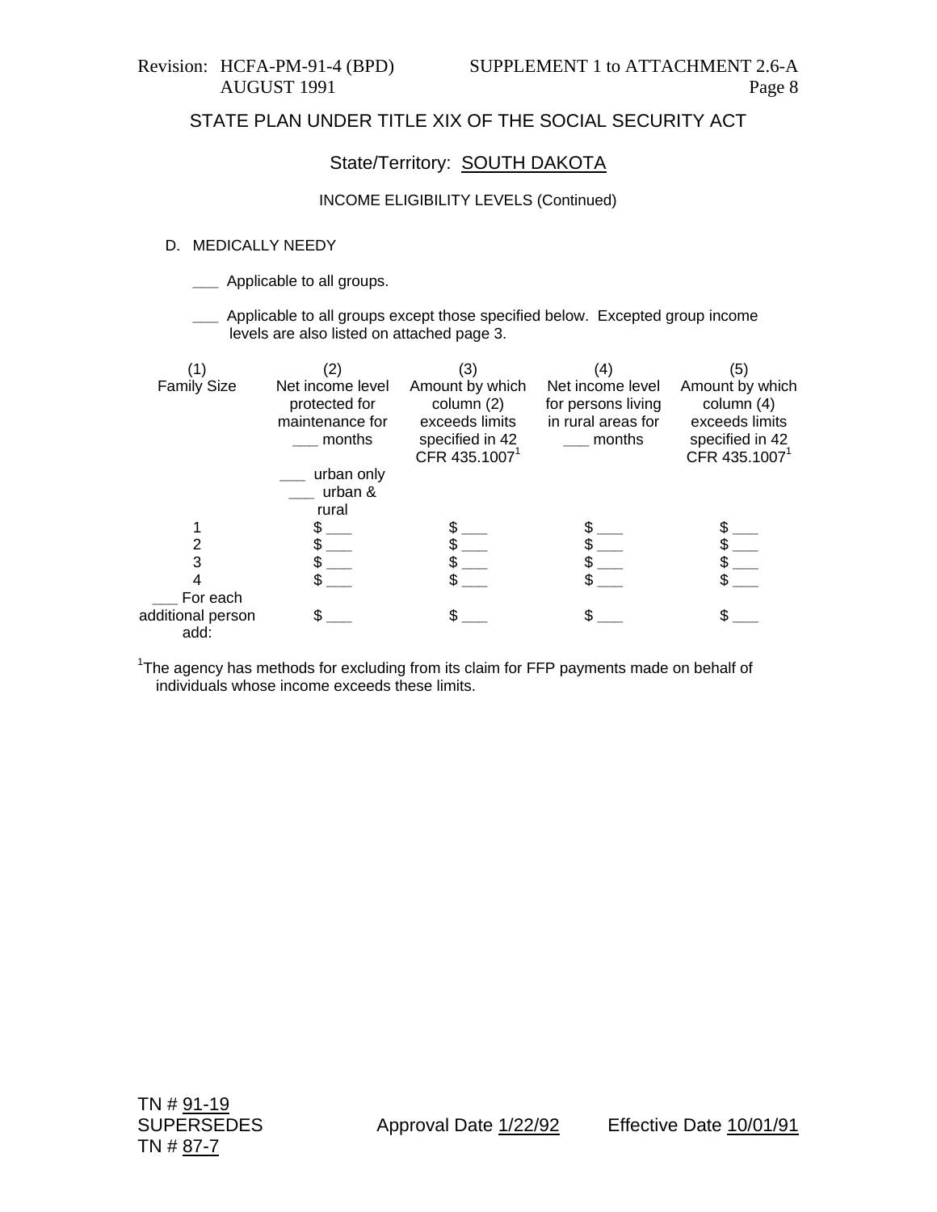Revision: HCFA-PM-91-4 (BPD)
AUGUST 1991

SUPPLEMENT 1 to ATTACHMENT 2.6-A
Page 8

STATE PLAN UNDER TITLE XIX OF THE SOCIAL SECURITY ACT

State/Territory: SOUTH DAKOTA

INCOME ELIGIBILITY LEVELS (Continued)

D. MEDICALLY NEEDY

___ Applicable to all groups.

___ Applicable to all groups except those specified below. Excepted group income levels are also listed on attached page 3.

| (1) Family Size | (2) Net income level protected for maintenance for ___ months<br>___ urban only<br>___ urban & rural | (3) Amount by which column (2) exceeds limits specified in 42 CFR 435.1007[1] | (4) Net income level for persons living in rural areas for ___ months | (5) Amount by which column (4) exceeds limits specified in 42 CFR 435.1007[1] |
|---|---|---|---|---|
| 1 | $ ___ | $ ___ | $ ___ | $ ___ |
| 2 | $ ___ | $ ___ | $ ___ | $ ___ |
| 3 | $ ___ | $ ___ | $ ___ | $ ___ |
| 4 | $ ___ | $ ___ | $ ___ | $ ___ |
| ___ For each additional person add: | $ ___ | $ ___ | $ ___ | $ ___ |

[1]The agency has methods for excluding from its claim for FFP payments made on behalf of individuals whose income exceeds these limits.

TN # 91-19
SUPERSEDES
TN # 87-7

Approval Date 1/22/92

Effective Date 10/01/91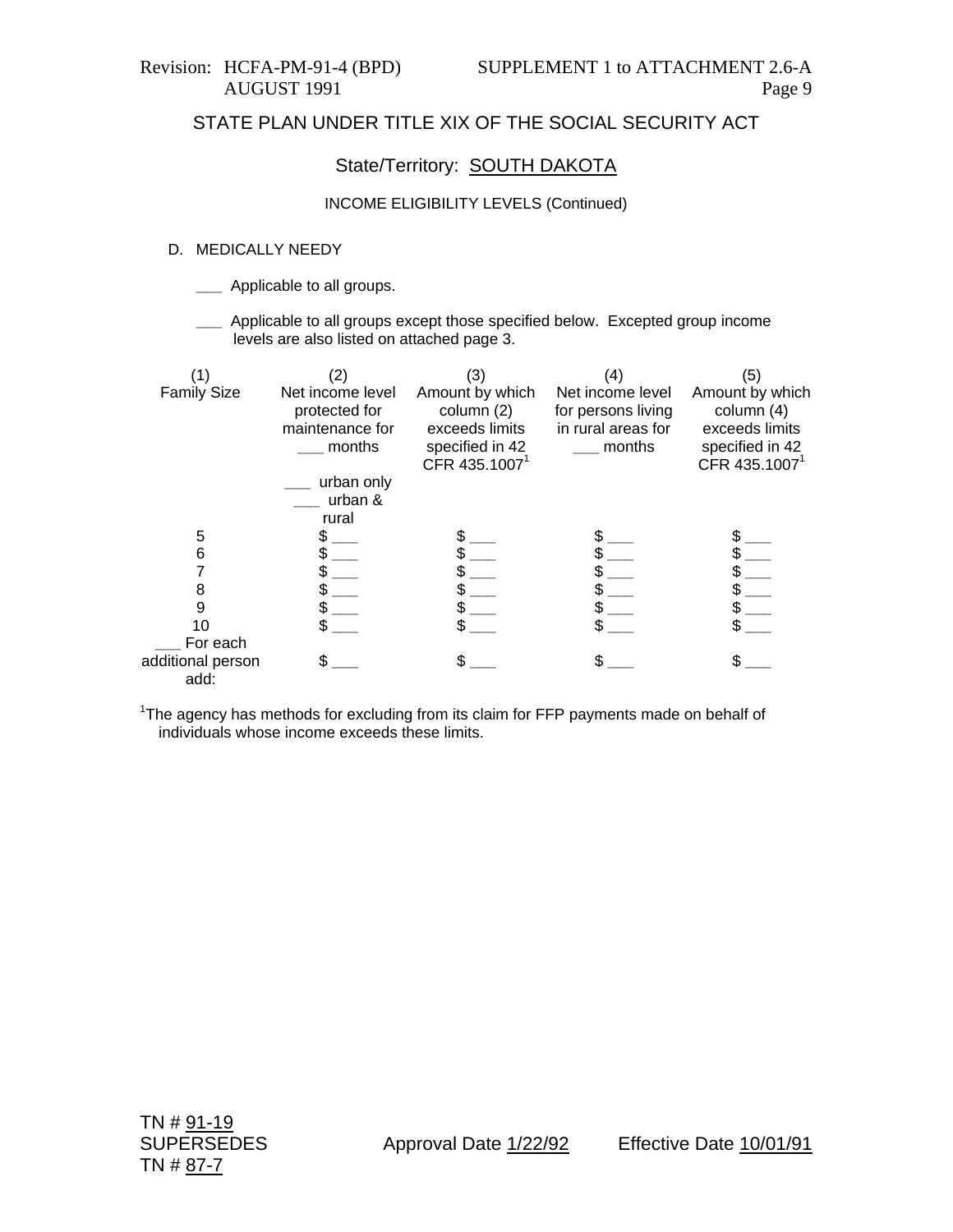Revision: HCFA-PM-91-4 (BPD) AUGUST 1991

SUPPLEMENT 1 to ATTACHMENT 2.6-A Page 9

STATE PLAN UNDER TITLE XIX OF THE SOCIAL SECURITY ACT

State/Territory: SOUTH DAKOTA

INCOME ELIGIBILITY LEVELS (Continued)

D. MEDICALLY NEEDY

___ Applicable to all groups.

___ Applicable to all groups except those specified below. Excepted group income levels are also listed on attached page 3.

| (1) Family Size | (2) Net income level protected for maintenance for ___ months<br>___ urban only<br>___ urban & rural | (3) Amount by which column (2) exceeds limits specified in 42 CFR 435.1007[1] | (4) Net income level for persons living in rural areas for ___ months | (5) Amount by which column (4) exceeds limits specified in 42 CFR 435.1007[1] |
|---|---|---|---|---|
| 5 | $ ___ | $ ___ | $ ___ | $ ___ |
| 6 | $ ___ | $ ___ | $ ___ | $ ___ |
| 7 | $ ___ | $ ___ | $ ___ | $ ___ |
| 8 | $ ___ | $ ___ | $ ___ | $ ___ |
| 9 | $ ___ | $ ___ | $ ___ | $ ___ |
| 10 | $ ___ | $ ___ | $ ___ | $ ___ |
| ___ For each additional person add: | $ ___ | $ ___ | $ ___ | $ ___ |

[1]The agency has methods for excluding from its claim for FFP payments made on behalf of individuals whose income exceeds these limits.

TN # 91-19
SUPERSEDES
TN # 87-7

Approval Date 1/22/92

Effective Date 10/01/91